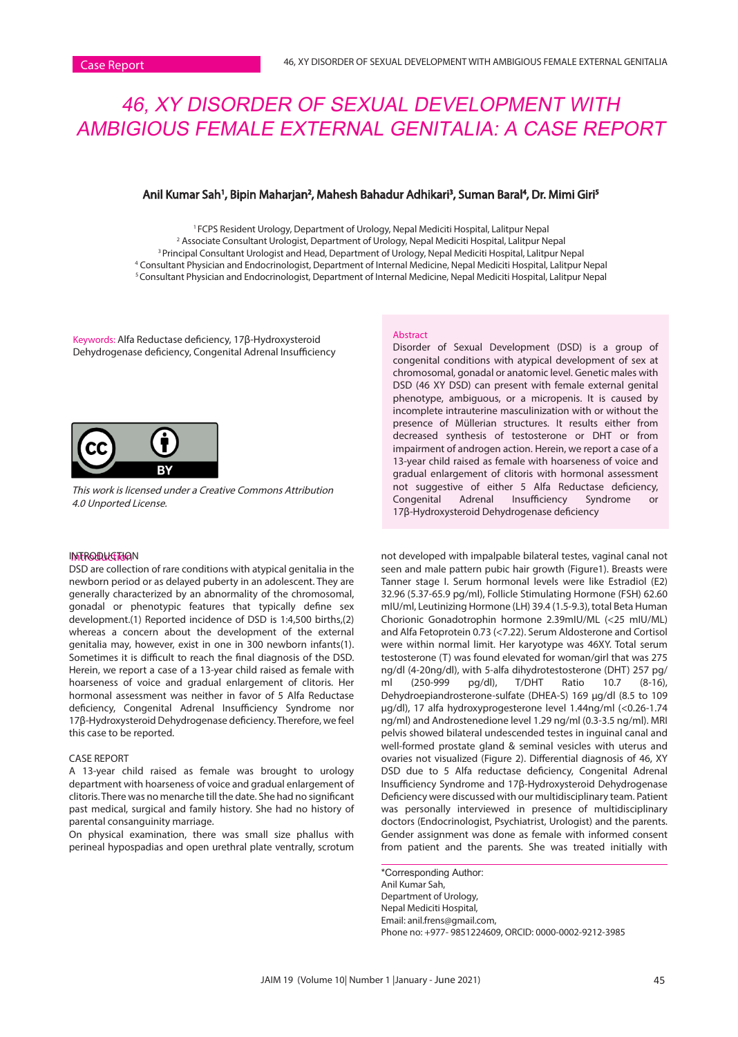Case Report

# 46, XY DISORDER OF SEXUAL DEVELOPMENT WITH AMBIGIOUS FEMALE EXTERNAL GENITALIA: A CASE REPORT

**Anil Kumar Sah[1], Bipin Maharjan[2], Mahesh Bahadur Adhikari[3], Suman Baral[4], Dr. Mimi Giri[5]**

[1] FCPS Resident Urology, Department of Urology, Nepal Mediciti Hospital, Lalitpur Nepal
[2] Associate Consultant Urologist, Department of Urology, Nepal Mediciti Hospital, Lalitpur Nepal
[3] Principal Consultant Urologist and Head, Department of Urology, Nepal Mediciti Hospital, Lalitpur Nepal
[4] Consultant Physician and Endocrinologist, Department of Internal Medicine, Nepal Mediciti Hospital, Lalitpur Nepal
[5] Consultant Physician and Endocrinologist, Department of Internal Medicine, Nepal Mediciti Hospital, Lalitpur Nepal

Keywords: Alfa Reductase deficiency, 17β-Hydroxysteroid Dehydrogenase deficiency, Congenital Adrenal Insufficiency

*This work is licensed under a Creative Commons Attribution 4.0 Unported License.*

## Abstract

Disorder of Sexual Development (DSD) is a group of congenital conditions with atypical development of sex at chromosomal, gonadal or anatomic level. Genetic males with DSD (46 XY DSD) can present with female external genital phenotype, ambiguous, or a micropenis. It is caused by incomplete intrauterine masculinization with or without the presence of Müllerian structures. It results either from decreased synthesis of testosterone or DHT or from impairment of androgen action. Herein, we report a case of a 13-year child raised as female with hoarseness of voice and gradual enlargement of clitoris with hormonal assessment not suggestive of either 5 Alfa Reductase deficiency, Congenital Adrenal Insufficiency Syndrome or 17β-Hydroxysteroid Dehydrogenase deficiency

## INTRODUCTION

DSD are collection of rare conditions with atypical genitalia in the newborn period or as delayed puberty in an adolescent. They are generally characterized by an abnormality of the chromosomal, gonadal or phenotypic features that typically define sex development.(1) Reported incidence of DSD is 1:4,500 births,(2) whereas a concern about the development of the external genitalia may, however, exist in one in 300 newborn infants(1). Sometimes it is difficult to reach the final diagnosis of the DSD. Herein, we report a case of a 13-year child raised as female with hoarseness of voice and gradual enlargement of clitoris. Her hormonal assessment was neither in favor of 5 Alfa Reductase deficiency, Congenital Adrenal Insufficiency Syndrome nor 17β-Hydroxysteroid Dehydrogenase deficiency. Therefore, we feel this case to be reported.

## CASE REPORT

A 13-year child raised as female was brought to urology department with hoarseness of voice and gradual enlargement of clitoris. There was no menarche till the date. She had no significant past medical, surgical and family history. She had no history of parental consanguinity marriage.

On physical examination, there was small size phallus with perineal hypospadias and open urethral plate ventrally, scrotum not developed with impalpable bilateral testes, vaginal canal not seen and male pattern pubic hair growth (Figure1). Breasts were Tanner stage I. Serum hormonal levels were like Estradiol (E2) 32.96 (5.37-65.9 pg/ml), Follicle Stimulating Hormone (FSH) 62.60 mIU/ml, Leutinizing Hormone (LH) 39.4 (1.5-9.3), total Beta Human Chorionic Gonadotrophin hormone 2.39mIU/ML (<25 mIU/ML) and Alfa Fetoprotein 0.73 (<7.22). Serum Aldosterone and Cortisol were within normal limit. Her karyotype was 46XY. Total serum testosterone (T) was found elevated for woman/girl that was 275 ng/dl (4-20ng/dl), with 5-alfa dihydrotestosterone (DHT) 257 pg/ml (250-999 pg/dl), T/DHT Ratio 10.7 (8-16), Dehydroepiandrosterone-sulfate (DHEA-S) 169 µg/dl (8.5 to 109 µg/dl), 17 alfa hydroxyprogesterone level 1.44ng/ml (<0.26-1.74 ng/ml) and Androstenedione level 1.29 ng/ml (0.3-3.5 ng/ml). MRI pelvis showed bilateral undescended testes in inguinal canal and well-formed prostate gland & seminal vesicles with uterus and ovaries not visualized (Figure 2). Differential diagnosis of 46, XY DSD due to 5 Alfa reductase deficiency, Congenital Adrenal Insufficiency Syndrome and 17β-Hydroxysteroid Dehydrogenase Deficiency were discussed with our multidisciplinary team. Patient was personally interviewed in presence of multidisciplinary doctors (Endocrinologist, Psychiatrist, Urologist) and the parents. Gender assignment was done as female with informed consent from patient and the parents. She was treated initially with

\*Corresponding Author:
Anil Kumar Sah,
Department of Urology,
Nepal Mediciti Hospital,
Email: anil.frens@gmail.com,
Phone no: +977- 9851224609, ORCID: 0000-0002-9212-3985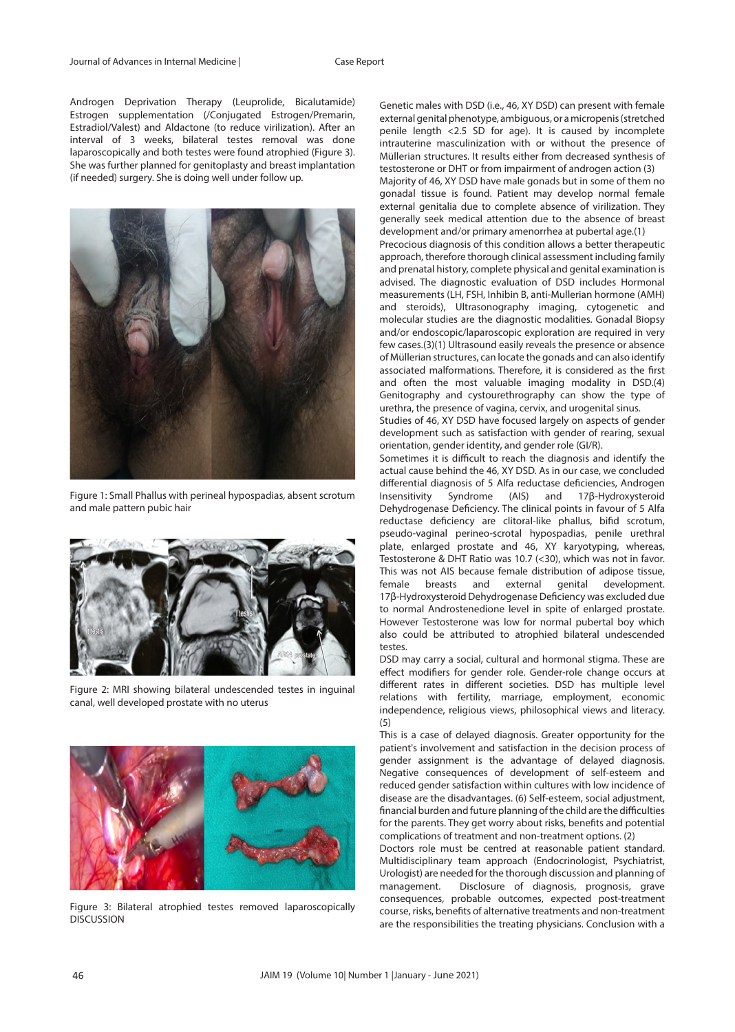Androgen Deprivation Therapy (Leuprolide, Bicalutamide) Estrogen supplementation (/Conjugated Estrogen/Premarin, Estradiol/Valest) and Aldactone (to reduce virilization). After an interval of 3 weeks, bilateral testes removal was done laparoscopically and both testes were found atrophied (Figure 3). She was further planned for genitoplasty and breast implantation (if needed) surgery. She is doing well under follow up.

Figure 1: Small Phallus with perineal hypospadias, absent scrotum and male pattern pubic hair

Figure 2: MRI showing bilateral undescended testes in inguinal canal, well developed prostate with no uterus

Figure 3: Bilateral atrophied testes removed laparoscopically

## DISCUSSION

Genetic males with DSD (i.e., 46, XY DSD) can present with female external genital phenotype, ambiguous, or a micropenis (stretched penile length <2.5 SD for age). It is caused by incomplete intrauterine masculinization with or without the presence of Müllerian structures. It results either from decreased synthesis of testosterone or DHT or from impairment of androgen action (3)

Majority of 46, XY DSD have male gonads but in some of them no gonadal tissue is found. Patient may develop normal female external genitalia due to complete absence of virilization. They generally seek medical attention due to the absence of breast development and/or primary amenorrhea at pubertal age.(1)

Precocious diagnosis of this condition allows a better therapeutic approach, therefore thorough clinical assessment including family and prenatal history, complete physical and genital examination is advised. The diagnostic evaluation of DSD includes Hormonal measurements (LH, FSH, Inhibin B, anti-Mullerian hormone (AMH) and steroids), Ultrasonography imaging, cytogenetic and molecular studies are the diagnostic modalities. Gonadal Biopsy and/or endoscopic/laparoscopic exploration are required in very few cases.(3)(1) Ultrasound easily reveals the presence or absence of Müllerian structures, can locate the gonads and can also identify associated malformations. Therefore, it is considered as the first and often the most valuable imaging modality in DSD.(4) Genitography and cystourethrography can show the type of urethra, the presence of vagina, cervix, and urogenital sinus.

Studies of 46, XY DSD have focused largely on aspects of gender development such as satisfaction with gender of rearing, sexual orientation, gender identity, and gender role (GI/R).

Sometimes it is difficult to reach the diagnosis and identify the actual cause behind the 46, XY DSD. As in our case, we concluded differential diagnosis of 5 Alfa reductase deficiencies, Androgen Insensitivity Syndrome (AIS) and 17β-Hydroxysteroid Dehydrogenase Deficiency. The clinical points in favour of 5 Alfa reductase deficiency are clitoral-like phallus, bifid scrotum, pseudo-vaginal perineo-scrotal hypospadias, penile urethral plate, enlarged prostate and 46, XY karyotyping, whereas, Testosterone & DHT Ratio was 10.7 (<30), which was not in favor. This was not AIS because female distribution of adipose tissue, female breasts and external genital development. 17β-Hydroxysteroid Dehydrogenase Deficiency was excluded due to normal Androstenedione level in spite of enlarged prostate. However Testosterone was low for normal pubertal boy which also could be attributed to atrophied bilateral undescended testes.

DSD may carry a social, cultural and hormonal stigma. These are effect modifiers for gender role. Gender-role change occurs at different rates in different societies. DSD has multiple level relations with fertility, marriage, employment, economic independence, religious views, philosophical views and literacy. (5)

This is a case of delayed diagnosis. Greater opportunity for the patient's involvement and satisfaction in the decision process of gender assignment is the advantage of delayed diagnosis. Negative consequences of development of self-esteem and reduced gender satisfaction within cultures with low incidence of disease are the disadvantages. (6) Self-esteem, social adjustment, financial burden and future planning of the child are the difficulties for the parents. They get worry about risks, benefits and potential complications of treatment and non-treatment options. (2)

Doctors role must be centred at reasonable patient standard. Multidisciplinary team approach (Endocrinologist, Psychiatrist, Urologist) are needed for the thorough discussion and planning of management. Disclosure of diagnosis, prognosis, grave consequences, probable outcomes, expected post-treatment course, risks, benefits of alternative treatments and non-treatment are the responsibilities the treating physicians. Conclusion with a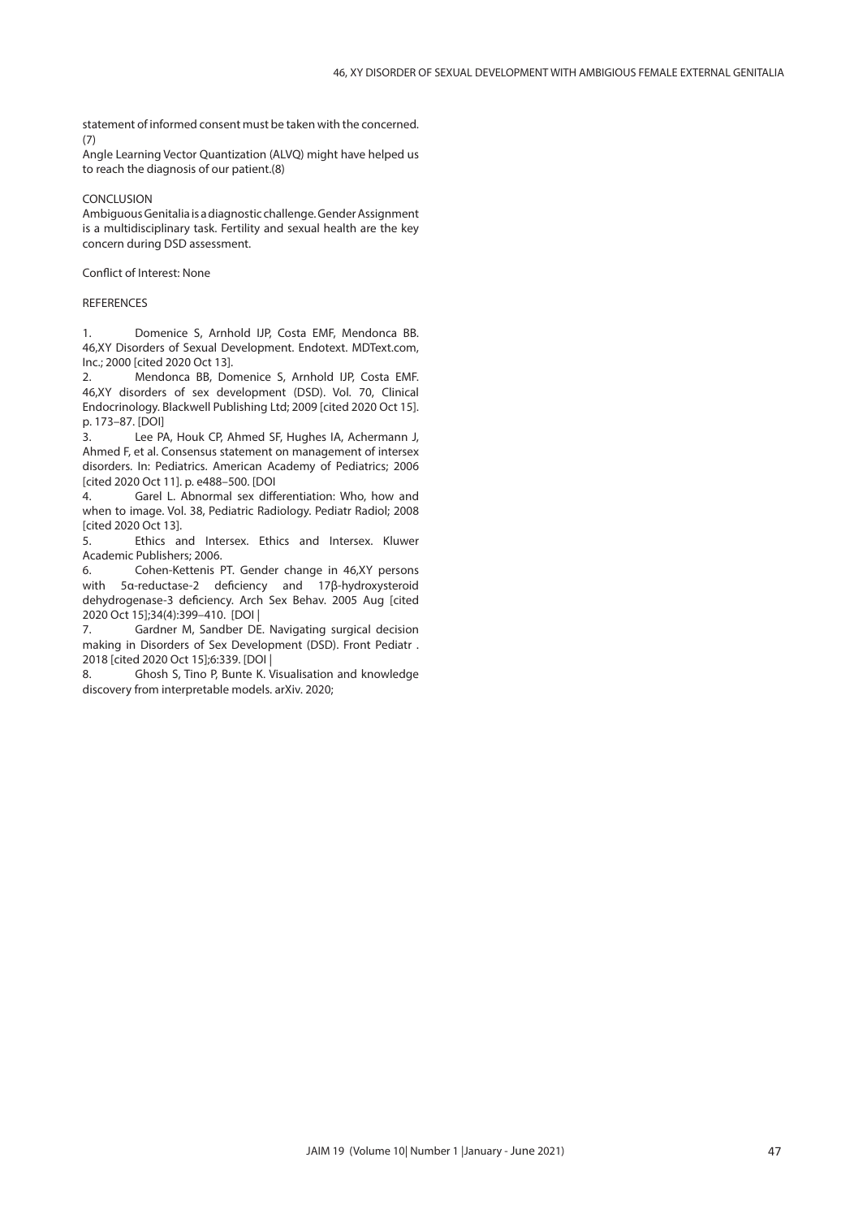statement of informed consent must be taken with the concerned. (7)

Angle Learning Vector Quantization (ALVQ) might have helped us to reach the diagnosis of our patient.(8)

## CONCLUSION

Ambiguous Genitalia is a diagnostic challenge. Gender Assignment is a multidisciplinary task. Fertility and sexual health are the key concern during DSD assessment.

Conflict of Interest: None

## REFERENCES

1. Domenice S, Arnhold IJP, Costa EMF, Mendonca BB. 46,XY Disorders of Sexual Development. Endotext. MDText.com, Inc.; 2000 [cited 2020 Oct 13].
2. Mendonca BB, Domenice S, Arnhold IJP, Costa EMF. 46,XY disorders of sex development (DSD). Vol. 70, Clinical Endocrinology. Blackwell Publishing Ltd; 2009 [cited 2020 Oct 15]. p. 173–87. [DOI]
3. Lee PA, Houk CP, Ahmed SF, Hughes IA, Achermann J, Ahmed F, et al. Consensus statement on management of intersex disorders. In: Pediatrics. American Academy of Pediatrics; 2006 [cited 2020 Oct 11]. p. e488–500. [DOI
4. Garel L. Abnormal sex differentiation: Who, how and when to image. Vol. 38, Pediatric Radiology. Pediatr Radiol; 2008 [cited 2020 Oct 13].
5. Ethics and Intersex. Ethics and Intersex. Kluwer Academic Publishers; 2006.
6. Cohen-Kettenis PT. Gender change in 46,XY persons with 5α-reductase-2 deficiency and 17β-hydroxysteroid dehydrogenase-3 deficiency. Arch Sex Behav. 2005 Aug [cited 2020 Oct 15];34(4):399–410. [DOI |
7. Gardner M, Sandber DE. Navigating surgical decision making in Disorders of Sex Development (DSD). Front Pediatr . 2018 [cited 2020 Oct 15];6:339. [DOI |
8. Ghosh S, Tino P, Bunte K. Visualisation and knowledge discovery from interpretable models. arXiv. 2020;